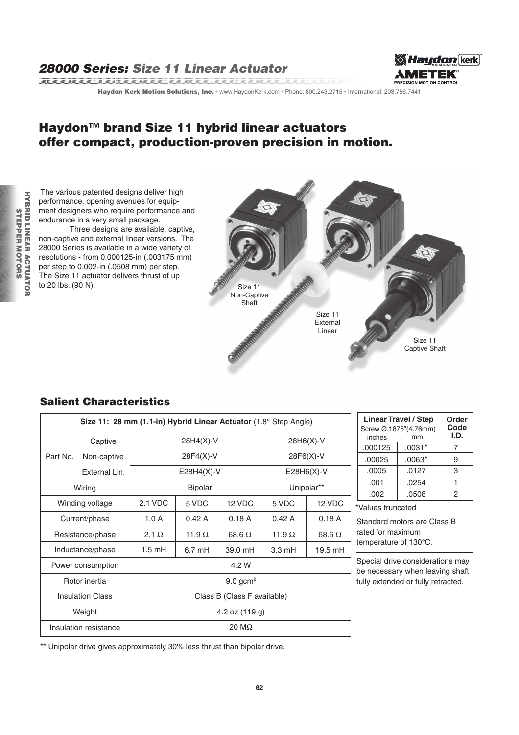# 28000 Series: Size 11 Linear Actuator

## Haydon™ brand Size 11 hybrid linear actuators offer compact, production-proven precision in motion.

The various patented designs deliver high performance, opening avenues for equipment designers who require performance and endurance in a very small package.

Three designs are available, captive, non-captive and external linear versions. The 28000 Series is available in a wide variety of resolutions - from 0.000125-in (.003175 mm) per step to 0.002-in (.0508 mm) per step. The Size 11 actuator delivers thrust of up to 20 lbs. (90 N).

Size 11 Non-Captive Shaft

Size 11 External Linear

Size 11 Captive Shaft

### Salient Characteristics

| Size 11: 28 mm (1.1-in) Hybrid Linear Actuator (1.8° Step Angle) | | | | | | |
|---|---|---|---|---|---|---|
| Part No. | Captive | 28H4(X)-V | | | 28H6(X)-V | |
| | Non-captive | 28F4(X)-V | | | 28F6(X)-V | |
| | External Lin. | E28H4(X)-V | | | E28H6(X)-V | |
| Wiring | | Bipolar | | | Unipolar** | |
| Winding voltage | | 2.1 VDC | 5 VDC | 12 VDC | 5 VDC | 12 VDC |
| Current/phase | | 1.0 A | 0.42 A | 0.18 A | 0.42 A | 0.18 A |
| Resistance/phase | | 2.1 Ω | 11.9 Ω | 68.6 Ω | 11.9 Ω | 68.6 Ω |
| Inductance/phase | | 1.5 mH | 6.7 mH | 39.0 mH | 3.3 mH | 19.5 mH |
| Power consumption | | 4.2 W | | | | |
| Rotor inertia | | 9.0 gcm$^2$ | | | | |
| Insulation Class | | Class B (Class F available) | | | | |
| Weight | | 4.2 oz (119 g) | | | | |
| Insulation resistance | | 20 MΩ | | | | |

** Unipolar drive gives approximately 30% less thrust than bipolar drive.

| Linear Travel / Step Screw Ø.1875"(4.76mm) inches | mm | Order Code I.D. |
|---|---|---|
| .000125 | .0031* | 7 |
| .00025 | .0063* | 9 |
| .0005 | .0127 | 3 |
| .001 | .0254 | 1 |
| .002 | .0508 | 2 |

*Values truncated

Standard motors are Class B rated for maximum temperature of 130°C.

Special drive considerations may be necessary when leaving shaft fully extended or fully retracted.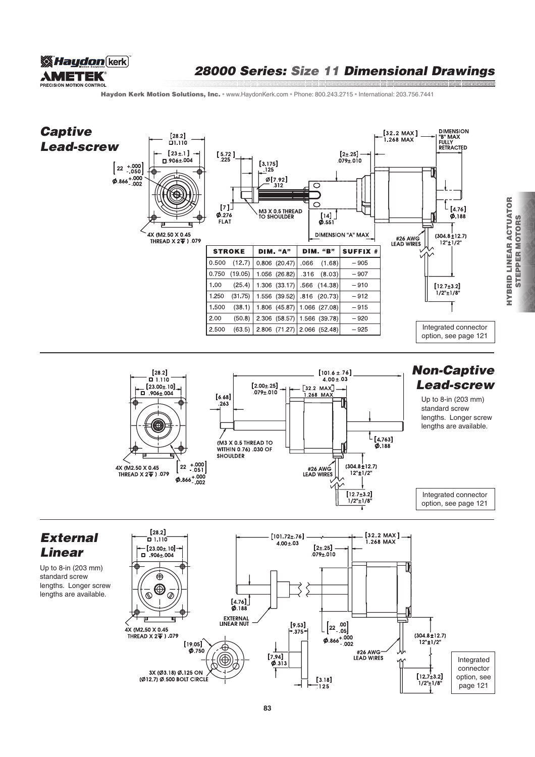# 28000 Series: Size 11 Dimensional Drawings

**Haydon Kerk Motion Solutions, Inc.** • www.HaydonKerk.com • Phone: 800.243.2715 • International: 203.756.7441

## Captive Lead-screw

[28.2] □1.110

[23±.1] □.906±.004

[22 +.000 -.050] Ø.866 +.000 -.002

4X (M2.50 X 0.45 THREAD X 2↧) .079

[5.72] .225

[3.175] .125

Ø[7.92] .312

[7] Ø.276 FLAT

M3 X 0.5 THREAD TO SHOULDER

[14] Ø.551

DIMENSION "A" MAX

[2±.25] .079±.010

[32.2 MAX] 1.268 MAX

DIMENSION "B" MAX FULLY RETRACTED

[4.76] Ø.188

#26 AWG LEAD WIRES

(304.8±12.7) 12"±1/2"

[12.7±3.2] 1/2"±1/8"

| STROKE | DIM. "A" | DIM. "B" | SUFFIX # |
|---|---|---|---|
| 0.500 (12.7) | 0.806 (20.47) | .066 (1.68) | – 905 |
| 0.750 (19.05) | 1.056 (26.82) | .316 (8.03) | – 907 |
| 1.00 (25.4) | 1.306 (33.17) | .566 (14.38) | – 910 |
| 1.250 (31.75) | 1.556 (39.52) | .816 (20.73) | – 912 |
| 1.500 (38.1) | 1.806 (45.87) | 1.066 (27.08) | – 915 |
| 2.00 (50.8) | 2.306 (58.57) | 1.566 (39.78) | – 920 |
| 2.500 (63.5) | 2.806 (71.27) | 2.066 (52.48) | – 925 |

Integrated connector option, see page 121

## Non-Captive Lead-screw

Up to 8-in (203 mm) standard screw lengths. Longer screw lengths are available.

[28.2] □ 1.110

[23.00±.10] □ .906±.004

4X (M2.50 X 0.45 THREAD X 2↧) .079

[22 +.000 -.051] Ø.866 +.000 -.002

[6.68] .263

(M3 X 0.5 THREAD TO WITHIN 0.76) .030 OF SHOULDER

[2.00±.25] .079±.010

[32.2 MAX] 1.268 MAX

[101.6 ±.76] 4.00±.03

[4.763] Ø.188

#26 AWG LEAD WIRES

(304.8±12.7) 12"±1/2"

[12.7±3.2] 1/2"±1/8"

Integrated connector option, see page 121

## External Linear

Up to 8-in (203 mm) standard screw lengths. Longer screw lengths are available.

[28.2] □ 1.110

[23.00±.10] □ .906±.004

4X (M2.50 X 0.45 THREAD X 2↧) .079

[101.72±.76] 4.00±.03

[2±.25] .079±.010

[32.2 MAX] 1.268 MAX

[4.76] Ø.188

EXTERNAL LINEAR NUT

[19.05] Ø.750

3X (Ø3.18) Ø.125 ON (Ø12.7) Ø.500 BOLT CIRCLE

[9.53] .375

[7.94] Ø.313

[3.18] .125

[22 .00 -.05] Ø.866 +.000 -.002

#26 AWG LEAD WIRES

(304.8±12.7) 12"±1/2"

[12.7±3.2] 1/2"±1/8"

Integrated connector option, see page 121

HYBRID LINEAR ACTUATOR STEPPER MOTORS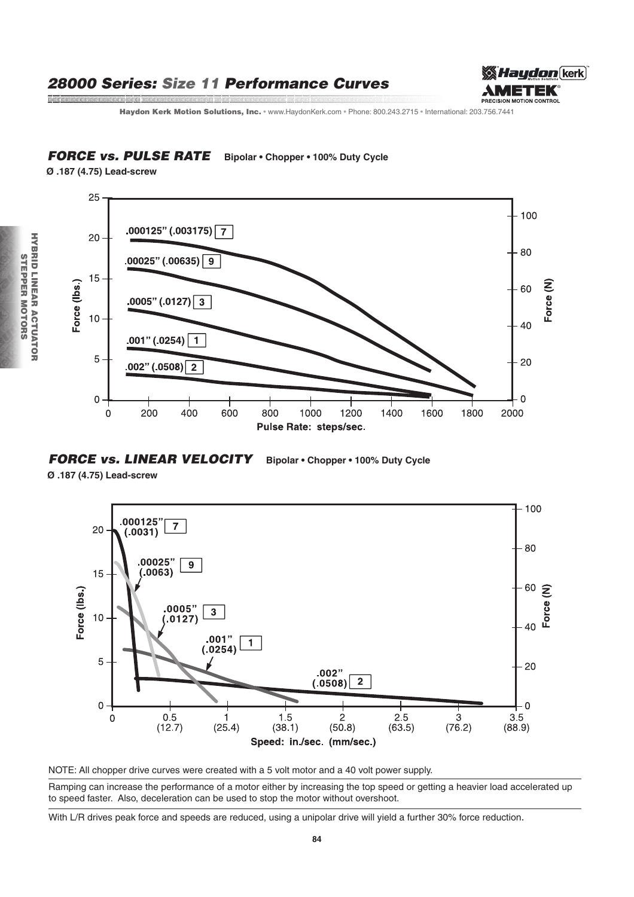# 28000 Series: *Size 11* Performance Curves

Haydon Kerk Motion Solutions, Inc. • www.HaydonKerk.com • Phone: 800.243.2715 • International: 203.756.7441

HYBRID LINEAR ACTUATOR STEPPER MOTORS

## FORCE vs. PULSE RATE

**Bipolar • Chopper • 100% Duty Cycle**

**Ø .187 (4.75) Lead-screw**

.000125" (.003175) 7

.00025" (.00635) 9

.0005" (.0127) 3

.001" (.0254) 1

.002" (.0508) 2

Force (lbs.)

0
5
10
15
20
25

Force (N)

0
20
40
60
80
100

0
200
400
600
800
1000
1200
1400
1600
1800
2000

Pulse Rate: steps/sec.

## FORCE vs. LINEAR VELOCITY

**Bipolar • Chopper • 100% Duty Cycle**

**Ø .187 (4.75) Lead-screw**

.000125" (.0031) 7

.00025" (.0063) 9

.0005" (.0127) 3

.001" (.0254) 1

.002" (.0508) 2

Force (lbs.)

0
5
10
15
20

Force (N)

0
20
40
60
80
100

0
0.5 (12.7)
1 (25.4)
1.5 (38.1)
2 (50.8)
2.5 (63.5)
3 (76.2)
3.5 (88.9)

Speed: in./sec. (mm/sec.)

NOTE: All chopper drive curves were created with a 5 volt motor and a 40 volt power supply.

Ramping can increase the performance of a motor either by increasing the top speed or getting a heavier load accelerated up to speed faster. Also, deceleration can be used to stop the motor without overshoot.

With L/R drives peak force and speeds are reduced, using a unipolar drive will yield a further 30% force reduction.